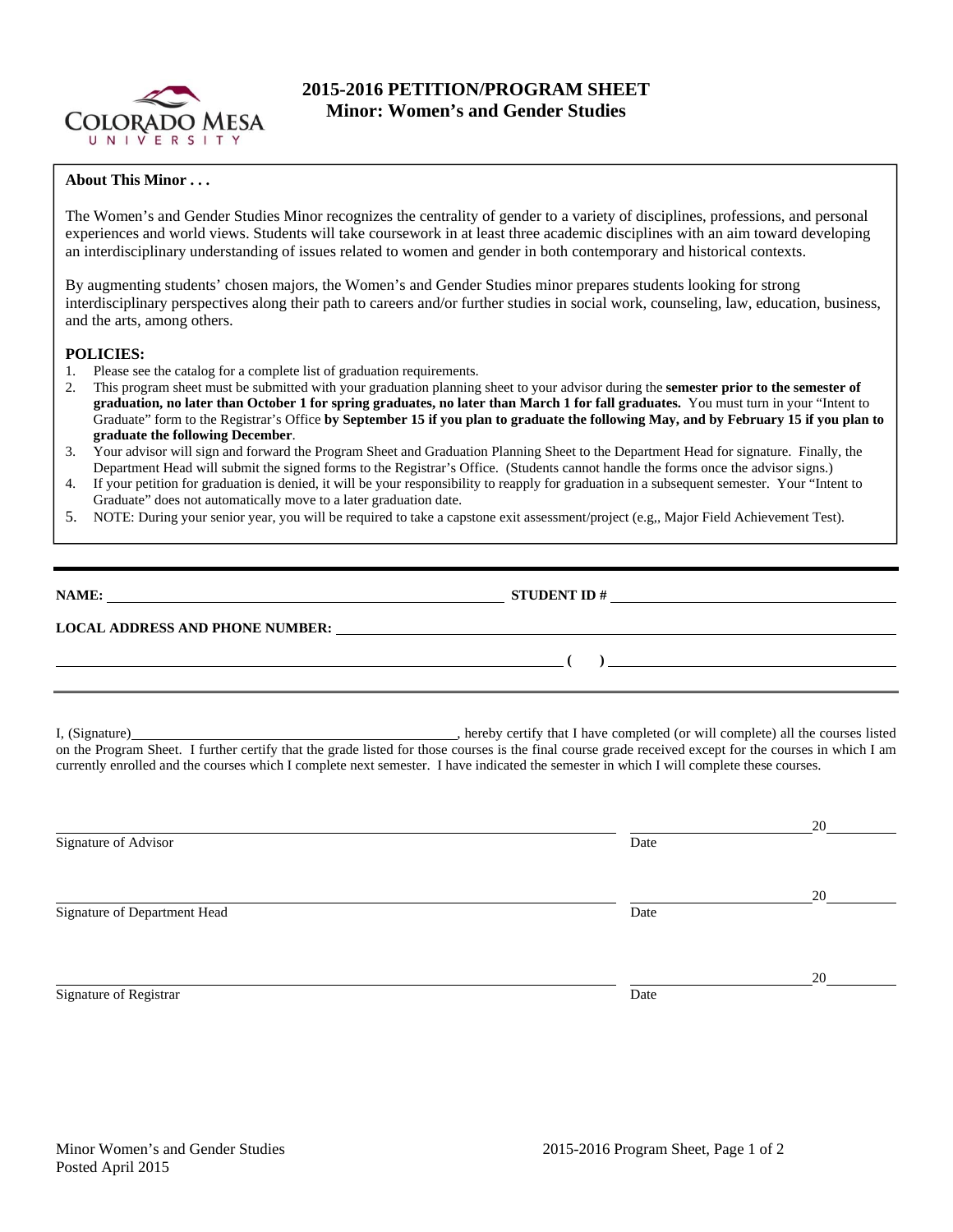# 2015-2016 PETITION/PROGRAM SHEET
## Minor: Women's and Gender Studies

**About This Minor . . .**

The Women's and Gender Studies Minor recognizes the centrality of gender to a variety of disciplines, professions, and personal experiences and world views. Students will take coursework in at least three academic disciplines with an aim toward developing an interdisciplinary understanding of issues related to women and gender in both contemporary and historical contexts.

By augmenting students' chosen majors, the Women's and Gender Studies minor prepares students looking for strong interdisciplinary perspectives along their path to careers and/or further studies in social work, counseling, law, education, business, and the arts, among others.

**POLICIES:**

1. Please see the catalog for a complete list of graduation requirements.
2. This program sheet must be submitted with your graduation planning sheet to your advisor during the **semester prior to the semester of graduation, no later than October 1 for spring graduates, no later than March 1 for fall graduates.** You must turn in your "Intent to Graduate" form to the Registrar's Office **by September 15 if you plan to graduate the following May, and by February 15 if you plan to graduate the following December**.
3. Your advisor will sign and forward the Program Sheet and Graduation Planning Sheet to the Department Head for signature. Finally, the Department Head will submit the signed forms to the Registrar's Office. (Students cannot handle the forms once the advisor signs.)
4. If your petition for graduation is denied, it will be your responsibility to reapply for graduation in a subsequent semester. Your "Intent to Graduate" does not automatically move to a later graduation date.
5. NOTE: During your senior year, you will be required to take a capstone exit assessment/project (e.g,, Major Field Achievement Test).

---

**NAME:** ______________________________ **STUDENT ID #** ______________________________

**LOCAL ADDRESS AND PHONE NUMBER:** ______________________________

______________________________ **( )** ______________________________

---

I, (Signature)______________________________, hereby certify that I have completed (or will complete) all the courses listed on the Program Sheet. I further certify that the grade listed for those courses is the final course grade received except for the courses in which I am currently enrolled and the courses which I complete next semester. I have indicated the semester in which I will complete these courses.

______________________________ ______________________ 20______
Signature of Advisor Date

______________________________ ______________________ 20______
Signature of Department Head Date

______________________________ ______________________ 20______
Signature of Registrar Date

Minor Women's and Gender Studies
Posted April 2015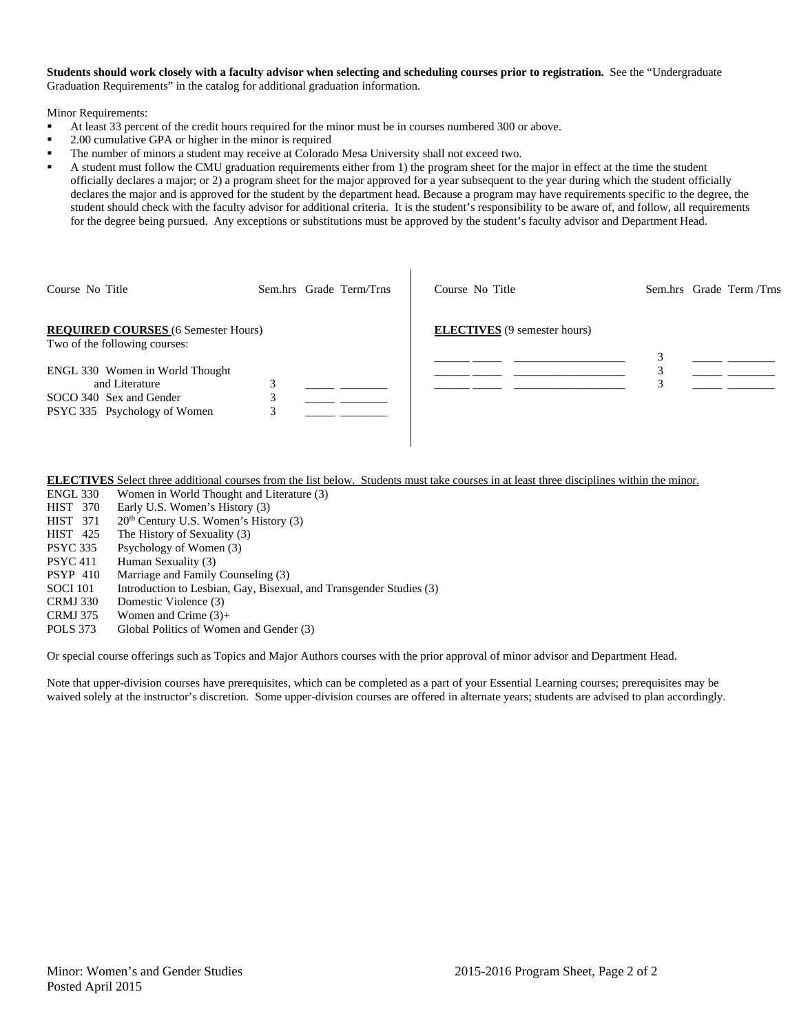**Students should work closely with a faculty advisor when selecting and scheduling courses prior to registration.** See the "Undergraduate Graduation Requirements" in the catalog for additional graduation information.

Minor Requirements:

- At least 33 percent of the credit hours required for the minor must be in courses numbered 300 or above.
- 2.00 cumulative GPA or higher in the minor is required
- The number of minors a student may receive at Colorado Mesa University shall not exceed two.
- A student must follow the CMU graduation requirements either from 1) the program sheet for the major in effect at the time the student officially declares a major; or 2) a program sheet for the major approved for a year subsequent to the year during which the student officially declares the major and is approved for the student by the department head. Because a program may have requirements specific to the degree, the student should check with the faculty advisor for additional criteria. It is the student's responsibility to be aware of, and follow, all requirements for the degree being pursued. Any exceptions or substitutions must be approved by the student's faculty advisor and Department Head.

| Course No Title | Sem.hrs | Grade | Term/Trns |
|---|---|---|---|
| **REQUIRED COURSES** (6 Semester Hours) | | | |
| Two of the following courses: | | | |
| ENGL 330 Women in World Thought and Literature | 3 | _____ | ________ |
| SOCO 340 Sex and Gender | 3 | _____ | ________ |
| PSYC 335 Psychology of Women | 3 | _____ | ________ |

| Course No Title | Sem.hrs | Grade | Term /Trns |
|---|---|---|---|
| **ELECTIVES** (9 semester hours) | | | |
| ______ _____ ___________________ | 3 | _____ | ________ |
| ______ _____ ___________________ | 3 | _____ | ________ |
| ______ _____ ___________________ | 3 | _____ | ________ |

**ELECTIVES** Select three additional courses from the list below. Students must take courses in at least three disciplines within the minor.

| | |
|---|---|
| ENGL 330 | Women in World Thought and Literature (3) |
| HIST 370 | Early U.S. Women's History (3) |
| HIST 371 | 20th Century U.S. Women's History (3) |
| HIST 425 | The History of Sexuality (3) |
| PSYC 335 | Psychology of Women (3) |
| PSYC 411 | Human Sexuality (3) |
| PSYP 410 | Marriage and Family Counseling (3) |
| SOCI 101 | Introduction to Lesbian, Gay, Bisexual, and Transgender Studies (3) |
| CRMJ 330 | Domestic Violence (3) |
| CRMJ 375 | Women and Crime (3)+ |
| POLS 373 | Global Politics of Women and Gender (3) |

Or special course offerings such as Topics and Major Authors courses with the prior approval of minor advisor and Department Head.

Note that upper-division courses have prerequisites, which can be completed as a part of your Essential Learning courses; prerequisites may be waived solely at the instructor's discretion. Some upper-division courses are offered in alternate years; students are advised to plan accordingly.

Minor: Women's and Gender Studies
Posted April 2015